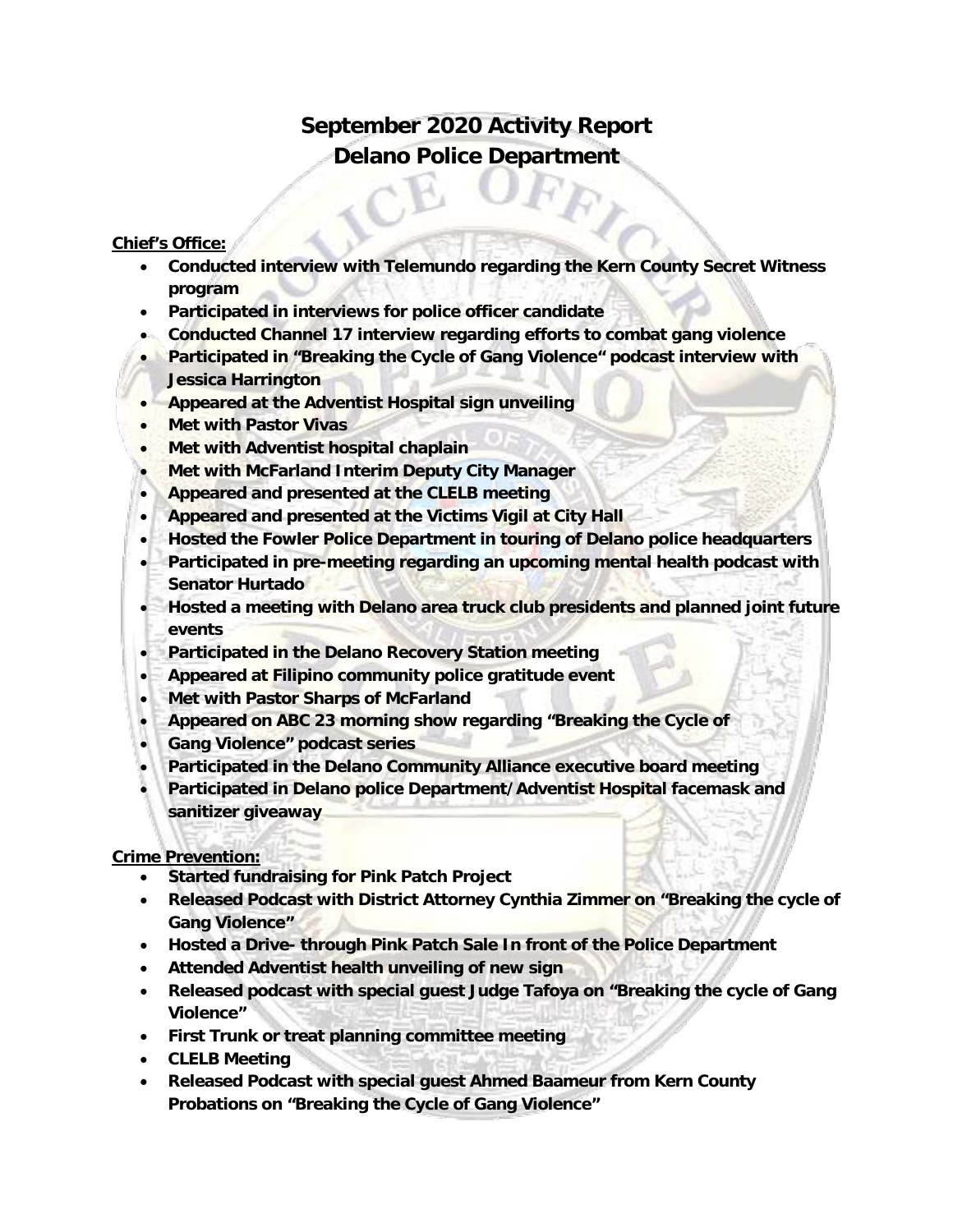# September 2020 Activity Report
# Delano Police Department

**Chief's Office:**

- **Conducted interview with Telemundo regarding the Kern County Secret Witness program**
- **Participated in interviews for police officer candidate**
- **Conducted Channel 17 interview regarding efforts to combat gang violence**
- **Participated in "Breaking the Cycle of Gang Violence" podcast interview with Jessica Harrington**
- **Appeared at the Adventist Hospital sign unveiling**
- **Met with Pastor Vivas**
- **Met with Adventist hospital chaplain**
- **Met with McFarland Interim Deputy City Manager**
- **Appeared and presented at the CLELB meeting**
- **Appeared and presented at the Victims Vigil at City Hall**
- **Hosted the Fowler Police Department in touring of Delano police headquarters**
- **Participated in pre-meeting regarding an upcoming mental health podcast with Senator Hurtado**
- **Hosted a meeting with Delano area truck club presidents and planned joint future events**
- **Participated in the Delano Recovery Station meeting**
- **Appeared at Filipino community police gratitude event**
- **Met with Pastor Sharps of McFarland**
- **Appeared on ABC 23 morning show regarding "Breaking the Cycle of**
- **Gang Violence" podcast series**
- **Participated in the Delano Community Alliance executive board meeting**
- **Participated in Delano police Department/Adventist Hospital facemask and sanitizer giveaway**

**Crime Prevention:**

- **Started fundraising for Pink Patch Project**
- **Released Podcast with District Attorney Cynthia Zimmer on "Breaking the cycle of Gang Violence"**
- **Hosted a Drive- through Pink Patch Sale In front of the Police Department**
- **Attended Adventist health unveiling of new sign**
- **Released podcast with special guest Judge Tafoya on "Breaking the cycle of Gang Violence"**
- **First Trunk or treat planning committee meeting**
- **CLELB Meeting**
- **Released Podcast with special guest Ahmed Baameur from Kern County Probations on "Breaking the Cycle of Gang Violence"**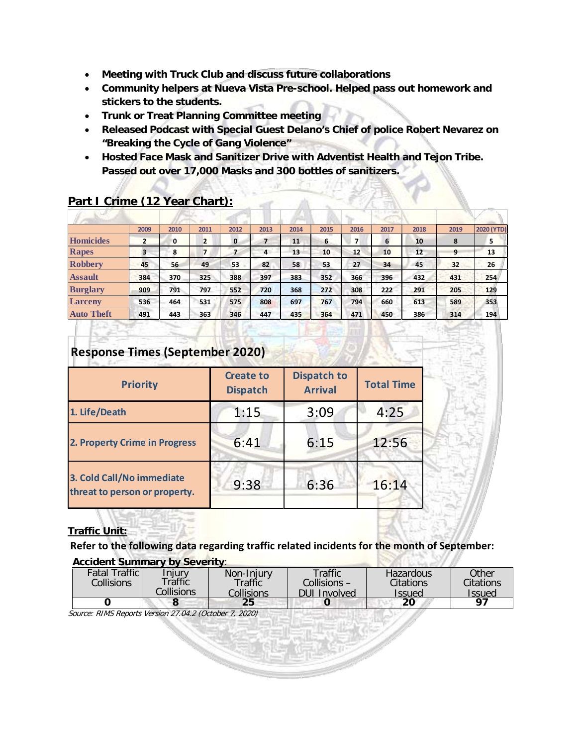- **Meeting with Truck Club and discuss future collaborations**
- **Community helpers at Nueva Vista Pre-school. Helped pass out homework and stickers to the students.**
- **Trunk or Treat Planning Committee meeting**
- **Released Podcast with Special Guest Delano's Chief of police Robert Nevarez on "Breaking the Cycle of Gang Violence"**
- **Hosted Face Mask and Sanitizer Drive with Adventist Health and Tejon Tribe. Passed out over 17,000 Masks and 300 bottles of sanitizers.**

## Part I Crime (12 Year Chart):

| | 2009 | 2010 | 2011 | 2012 | 2013 | 2014 | 2015 | 2016 | 2017 | 2018 | 2019 | 2020 (YTD) |
|---|---|---|---|---|---|---|---|---|---|---|---|---|
| Homicides | 2 | 0 | 2 | 0 | 7 | 11 | 6 | 7 | 6 | 10 | 8 | 5 |
| Rapes | 3 | 8 | 7 | 7 | 4 | 13 | 10 | 12 | 10 | 12 | 9 | 13 |
| Robbery | 45 | 56 | 49 | 53 | 82 | 58 | 53 | 27 | 34 | 45 | 32 | 26 |
| Assault | 384 | 370 | 325 | 388 | 397 | 383 | 352 | 366 | 396 | 432 | 431 | 254 |
| Burglary | 909 | 791 | 797 | 552 | 720 | 368 | 272 | 308 | 222 | 291 | 205 | 129 |
| Larceny | 536 | 464 | 531 | 575 | 808 | 697 | 767 | 794 | 660 | 613 | 589 | 353 |
| Auto Theft | 491 | 443 | 363 | 346 | 447 | 435 | 364 | 471 | 450 | 386 | 314 | 194 |

## Response Times (September 2020)

| Priority | Create to Dispatch | Dispatch to Arrival | Total Time |
|---|---|---|---|
| 1. Life/Death | 1:15 | 3:09 | 4:25 |
| 2. Property Crime in Progress | 6:41 | 6:15 | 12:56 |
| 3. Cold Call/No immediate threat to person or property. | 9:38 | 6:36 | 16:14 |

**Traffic Unit:**

**Refer to the following data regarding traffic related incidents for the month of September:**

**Accident Summary by Severity**:

| Fatal Traffic Collisions | Injury Traffic Collisions | Non-Injury Traffic Collisions | Traffic Collisions – DUI Involved | Hazardous Citations Issued | Other Citations Issued |
|---|---|---|---|---|---|
| **0** | **8** | **25** | **0** | **20** | **97** |

*Source: RIMS Reports Version 27.04.2 (October 7, 2020)*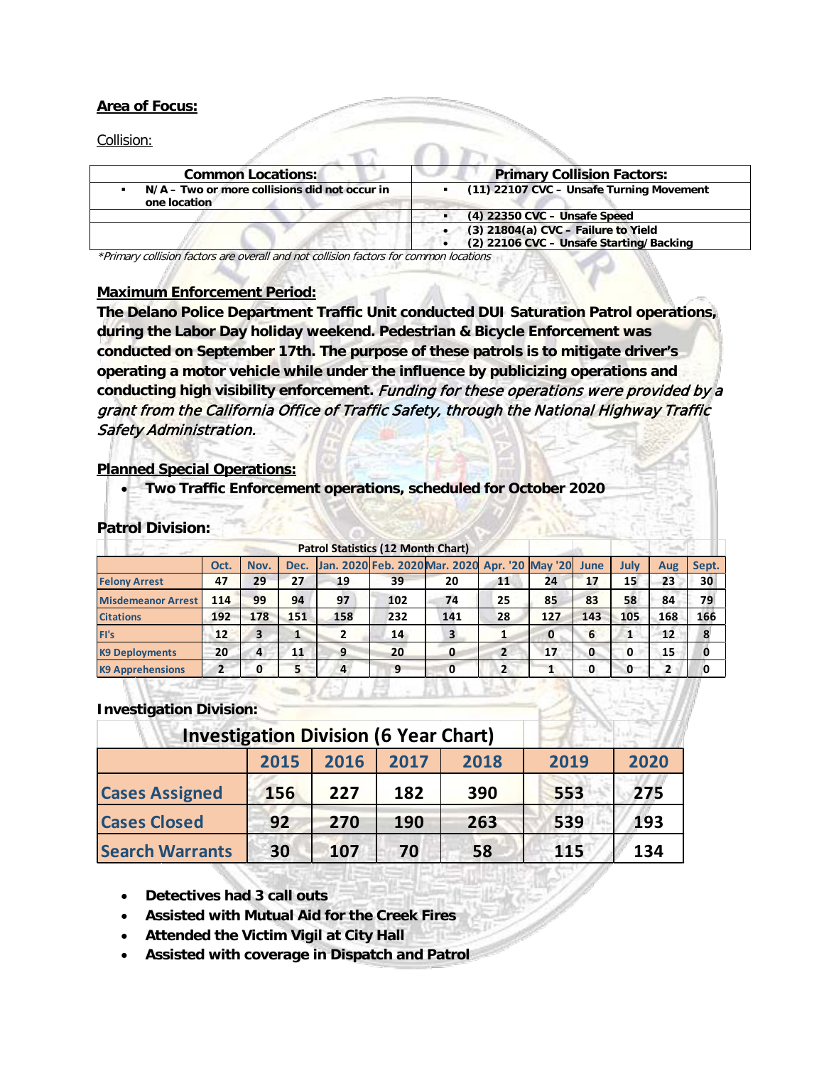**Area of Focus:**

Collision:

| Common Locations: | Primary Collision Factors: |
| --- | --- |
| ▪ N/A – Two or more collisions did not occur in one location | ▪ (11) 22107 CVC – Unsafe Turning Movement |
| | ▪ (4) 22350 CVC – Unsafe Speed |
| | • (3) 21804(a) CVC – Failure to Yield<br>• (2) 22106 CVC – Unsafe Starting/Backing |

*\*Primary collision factors are overall and not collision factors for common locations*

**Maximum Enforcement Period:**

**The Delano Police Department Traffic Unit conducted DUI Saturation Patrol operations, during the Labor Day holiday weekend. Pedestrian & Bicycle Enforcement was conducted on September 17th. The purpose of these patrols is to mitigate driver's operating a motor vehicle while under the influence by publicizing operations and conducting high visibility enforcement.** *Funding for these operations were provided by a grant from the California Office of Traffic Safety, through the National Highway Traffic Safety Administration.*

**Planned Special Operations:**

- **Two Traffic Enforcement operations, scheduled for October 2020**

**Patrol Division:**

Patrol Statistics (12 Month Chart)

| | Oct. | Nov. | Dec. | Jan. 2020 | Feb. 2020 | Mar. 2020 | Apr. '20 | May '20 | June | July | Aug | Sept. |
| --- | --- | --- | --- | --- | --- | --- | --- | --- | --- | --- | --- | --- |
| Felony Arrest | 47 | 29 | 27 | 19 | 39 | 20 | 11 | 24 | 17 | 15 | 23 | 30 |
| Misdemeanor Arrest | 114 | 99 | 94 | 97 | 102 | 74 | 25 | 85 | 83 | 58 | 84 | 79 |
| Citations | 192 | 178 | 151 | 158 | 232 | 141 | 28 | 127 | 143 | 105 | 168 | 166 |
| FI's | 12 | 3 | 1 | 2 | 14 | 3 | 1 | 0 | 6 | 1 | 12 | 8 |
| K9 Deployments | 20 | 4 | 11 | 9 | 20 | 0 | 2 | 17 | 0 | 0 | 15 | 0 |
| K9 Apprehensions | 2 | 0 | 5 | 4 | 9 | 0 | 2 | 1 | 0 | 0 | 2 | 0 |

**Investigation Division:**

Investigation Division (6 Year Chart)

| | 2015 | 2016 | 2017 | 2018 | 2019 | 2020 |
| --- | --- | --- | --- | --- | --- | --- |
| Cases Assigned | 156 | 227 | 182 | 390 | 553 | 275 |
| Cases Closed | 92 | 270 | 190 | 263 | 539 | 193 |
| Search Warrants | 30 | 107 | 70 | 58 | 115 | 134 |

- **Detectives had 3 call outs**
- **Assisted with Mutual Aid for the Creek Fires**
- **Attended the Victim Vigil at City Hall**
- **Assisted with coverage in Dispatch and Patrol**